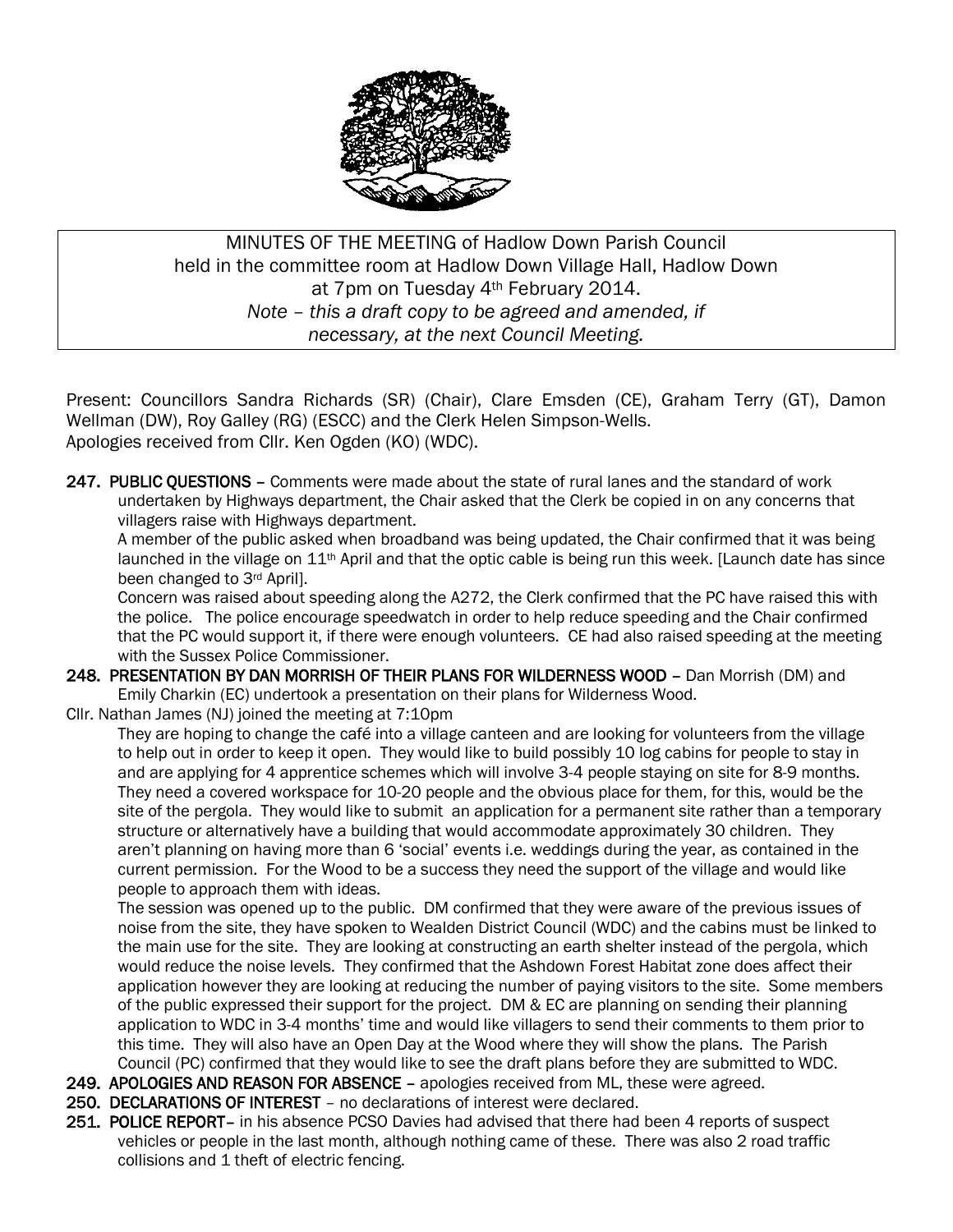MINUTES OF THE MEETING of Hadlow Down Parish Council
held in the committee room at Hadlow Down Village Hall, Hadlow Down
at 7pm on Tuesday 4th February 2014.
*Note – this a draft copy to be agreed and amended, if necessary, at the next Council Meeting.*

Present: Councillors Sandra Richards (SR) (Chair), Clare Emsden (CE), Graham Terry (GT), Damon Wellman (DW), Roy Galley (RG) (ESCC) and the Clerk Helen Simpson-Wells.
Apologies received from Cllr. Ken Ogden (KO) (WDC).

**247. PUBLIC QUESTIONS** – Comments were made about the state of rural lanes and the standard of work undertaken by Highways department, the Chair asked that the Clerk be copied in on any concerns that villagers raise with Highways department.
A member of the public asked when broadband was being updated, the Chair confirmed that it was being launched in the village on 11th April and that the optic cable is being run this week. [Launch date has since been changed to 3rd April].
Concern was raised about speeding along the A272, the Clerk confirmed that the PC have raised this with the police. The police encourage speedwatch in order to help reduce speeding and the Chair confirmed that the PC would support it, if there were enough volunteers. CE had also raised speeding at the meeting with the Sussex Police Commissioner.

**248. PRESENTATION BY DAN MORRISH OF THEIR PLANS FOR WILDERNESS WOOD** – Dan Morrish (DM) and Emily Charkin (EC) undertook a presentation on their plans for Wilderness Wood.

Cllr. Nathan James (NJ) joined the meeting at 7:10pm

They are hoping to change the café into a village canteen and are looking for volunteers from the village to help out in order to keep it open. They would like to build possibly 10 log cabins for people to stay in and are applying for 4 apprentice schemes which will involve 3-4 people staying on site for 8-9 months. They need a covered workspace for 10-20 people and the obvious place for them, for this, would be the site of the pergola. They would like to submit an application for a permanent site rather than a temporary structure or alternatively have a building that would accommodate approximately 30 children. They aren't planning on having more than 6 'social' events i.e. weddings during the year, as contained in the current permission. For the Wood to be a success they need the support of the village and would like people to approach them with ideas.
The session was opened up to the public. DM confirmed that they were aware of the previous issues of noise from the site, they have spoken to Wealden District Council (WDC) and the cabins must be linked to the main use for the site. They are looking at constructing an earth shelter instead of the pergola, which would reduce the noise levels. They confirmed that the Ashdown Forest Habitat zone does affect their application however they are looking at reducing the number of paying visitors to the site. Some members of the public expressed their support for the project. DM & EC are planning on sending their planning application to WDC in 3-4 months' time and would like villagers to send their comments to them prior to this time. They will also have an Open Day at the Wood where they will show the plans. The Parish Council (PC) confirmed that they would like to see the draft plans before they are submitted to WDC.

**249. APOLOGIES AND REASON FOR ABSENCE** – apologies received from ML, these were agreed.

**250. DECLARATIONS OF INTEREST** – no declarations of interest were declared.

**251. POLICE REPORT**– in his absence PCSO Davies had advised that there had been 4 reports of suspect vehicles or people in the last month, although nothing came of these. There was also 2 road traffic collisions and 1 theft of electric fencing.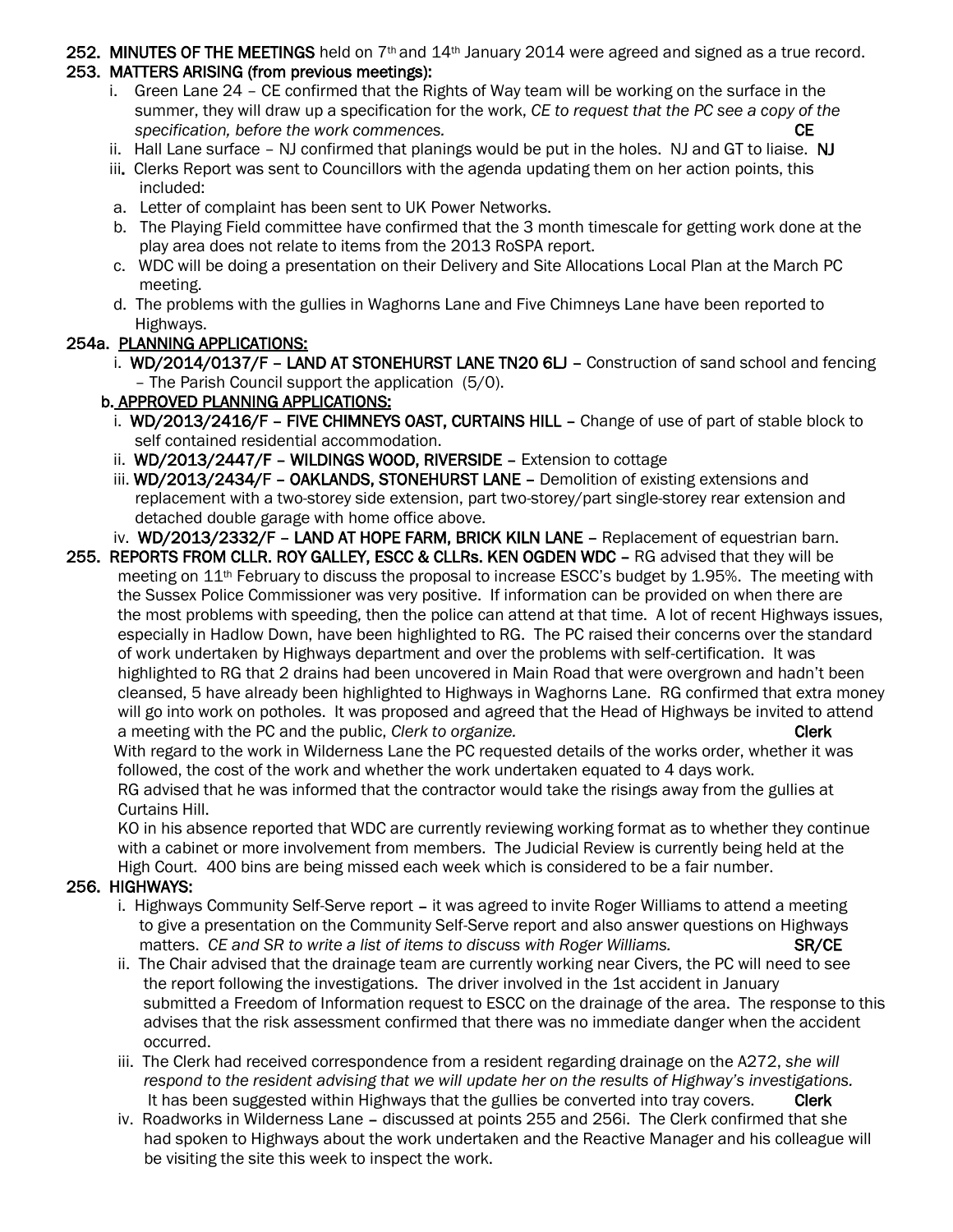**252. MINUTES OF THE MEETINGS** held on 7th and 14th January 2014 were agreed and signed as a true record.

**253. MATTERS ARISING (from previous meetings):**

i. Green Lane 24 – CE confirmed that the Rights of Way team will be working on the surface in the summer, they will draw up a specification for the work, *CE to request that the PC see a copy of the specification, before the work commences.* **CE**

ii. Hall Lane surface – NJ confirmed that planings would be put in the holes. NJ and GT to liaise. **NJ**

iii. Clerks Report was sent to Councillors with the agenda updating them on her action points, this included:

a. Letter of complaint has been sent to UK Power Networks.

b. The Playing Field committee have confirmed that the 3 month timescale for getting work done at the play area does not relate to items from the 2013 RoSPA report.

c. WDC will be doing a presentation on their Delivery and Site Allocations Local Plan at the March PC meeting.

d. The problems with the gullies in Waghorns Lane and Five Chimneys Lane have been reported to Highways.

**254a. PLANNING APPLICATIONS:**

i. **WD/2014/0137/F – LAND AT STONEHURST LANE TN20 6LJ –** Construction of sand school and fencing – The Parish Council support the application (5/0).

**b. APPROVED PLANNING APPLICATIONS:**

i. **WD/2013/2416/F – FIVE CHIMNEYS OAST, CURTAINS HILL –** Change of use of part of stable block to self contained residential accommodation.

ii. **WD/2013/2447/F – WILDINGS WOOD, RIVERSIDE –** Extension to cottage

iii. **WD/2013/2434/F – OAKLANDS, STONEHURST LANE –** Demolition of existing extensions and replacement with a two-storey side extension, part two-storey/part single-storey rear extension and detached double garage with home office above.

iv. **WD/2013/2332/F – LAND AT HOPE FARM, BRICK KILN LANE –** Replacement of equestrian barn.

**255. REPORTS FROM CLLR. ROY GALLEY, ESCC & CLLRs. KEN OGDEN WDC –** RG advised that they will be meeting on 11th February to discuss the proposal to increase ESCC's budget by 1.95%. The meeting with the Sussex Police Commissioner was very positive. If information can be provided on when there are the most problems with speeding, then the police can attend at that time. A lot of recent Highways issues, especially in Hadlow Down, have been highlighted to RG. The PC raised their concerns over the standard of work undertaken by Highways department and over the problems with self-certification. It was highlighted to RG that 2 drains had been uncovered in Main Road that were overgrown and hadn't been cleansed, 5 have already been highlighted to Highways in Waghorns Lane. RG confirmed that extra money will go into work on potholes. It was proposed and agreed that the Head of Highways be invited to attend a meeting with the PC and the public, *Clerk to organize.* **Clerk**

With regard to the work in Wilderness Lane the PC requested details of the works order, whether it was followed, the cost of the work and whether the work undertaken equated to 4 days work.

RG advised that he was informed that the contractor would take the risings away from the gullies at Curtains Hill.

KO in his absence reported that WDC are currently reviewing working format as to whether they continue with a cabinet or more involvement from members. The Judicial Review is currently being held at the High Court. 400 bins are being missed each week which is considered to be a fair number.

**256. HIGHWAYS:**

i. Highways Community Self-Serve report – it was agreed to invite Roger Williams to attend a meeting to give a presentation on the Community Self-Serve report and also answer questions on Highways matters. *CE and SR to write a list of items to discuss with Roger Williams.* **SR/CE**

ii. The Chair advised that the drainage team are currently working near Civers, the PC will need to see the report following the investigations. The driver involved in the 1st accident in January submitted a Freedom of Information request to ESCC on the drainage of the area. The response to this advises that the risk assessment confirmed that there was no immediate danger when the accident occurred.

iii. The Clerk had received correspondence from a resident regarding drainage on the A272, *she will respond to the resident advising that we will update her on the results of Highway's investigations.* It has been suggested within Highways that the gullies be converted into tray covers. **Clerk**

iv. Roadworks in Wilderness Lane – discussed at points 255 and 256i. The Clerk confirmed that she had spoken to Highways about the work undertaken and the Reactive Manager and his colleague will be visiting the site this week to inspect the work.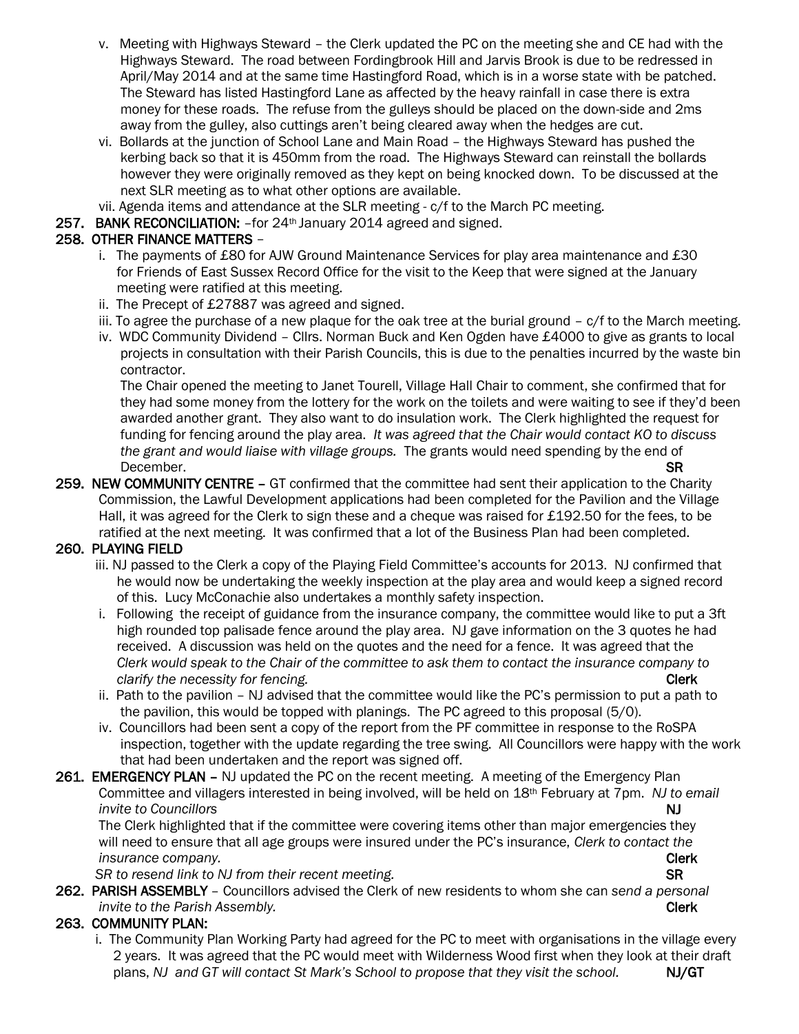v. Meeting with Highways Steward – the Clerk updated the PC on the meeting she and CE had with the Highways Steward. The road between Fordingbrook Hill and Jarvis Brook is due to be redressed in April/May 2014 and at the same time Hastingford Road, which is in a worse state with be patched. The Steward has listed Hastingford Lane as affected by the heavy rainfall in case there is extra money for these roads. The refuse from the gulleys should be placed on the down-side and 2ms away from the gulley, also cuttings aren't being cleared away when the hedges are cut.

vi. Bollards at the junction of School Lane and Main Road – the Highways Steward has pushed the kerbing back so that it is 450mm from the road. The Highways Steward can reinstall the bollards however they were originally removed as they kept on being knocked down. To be discussed at the next SLR meeting as to what other options are available.

vii. Agenda items and attendance at the SLR meeting - c/f to the March PC meeting.

**257. BANK RECONCILIATION:** –for 24th January 2014 agreed and signed.

**258. OTHER FINANCE MATTERS** –

i. The payments of £80 for AJW Ground Maintenance Services for play area maintenance and £30 for Friends of East Sussex Record Office for the visit to the Keep that were signed at the January meeting were ratified at this meeting.

ii. The Precept of £27887 was agreed and signed.

iii. To agree the purchase of a new plaque for the oak tree at the burial ground – c/f to the March meeting.

iv. WDC Community Dividend – Cllrs. Norman Buck and Ken Ogden have £4000 to give as grants to local projects in consultation with their Parish Councils, this is due to the penalties incurred by the waste bin contractor.

The Chair opened the meeting to Janet Tourell, Village Hall Chair to comment, she confirmed that for they had some money from the lottery for the work on the toilets and were waiting to see if they'd been awarded another grant. They also want to do insulation work. The Clerk highlighted the request for funding for fencing around the play area. *It was agreed that the Chair would contact KO to discuss the grant and would liaise with village groups.* The grants would need spending by the end of December. **SR**

**259. NEW COMMUNITY CENTRE** – GT confirmed that the committee had sent their application to the Charity Commission, the Lawful Development applications had been completed for the Pavilion and the Village Hall, it was agreed for the Clerk to sign these and a cheque was raised for £192.50 for the fees, to be ratified at the next meeting. It was confirmed that a lot of the Business Plan had been completed.

**260. PLAYING FIELD**

iii. NJ passed to the Clerk a copy of the Playing Field Committee's accounts for 2013. NJ confirmed that he would now be undertaking the weekly inspection at the play area and would keep a signed record of this. Lucy McConachie also undertakes a monthly safety inspection.

i. Following the receipt of guidance from the insurance company, the committee would like to put a 3ft high rounded top palisade fence around the play area. NJ gave information on the 3 quotes he had received. A discussion was held on the quotes and the need for a fence. It was agreed that the *Clerk would speak to the Chair of the committee to ask them to contact the insurance company to clarify the necessity for fencing.* **Clerk**

ii. Path to the pavilion – NJ advised that the committee would like the PC's permission to put a path to the pavilion, this would be topped with planings. The PC agreed to this proposal (5/0).

iv. Councillors had been sent a copy of the report from the PF committee in response to the RoSPA inspection, together with the update regarding the tree swing. All Councillors were happy with the work that had been undertaken and the report was signed off.

**261. EMERGENCY PLAN** – NJ updated the PC on the recent meeting. A meeting of the Emergency Plan Committee and villagers interested in being involved, will be held on 18th February at 7pm. *NJ to email invite to Councillors* **NJ**

The Clerk highlighted that if the committee were covering items other than major emergencies they will need to ensure that all age groups were insured under the PC's insurance, *Clerk to contact the insurance company.* **Clerk**

*SR to resend link to NJ from their recent meeting.* **SR**

**262. PARISH ASSEMBLY** – Councillors advised the Clerk of new residents to whom she can *send a personal invite to the Parish Assembly.* **Clerk**

**263. COMMUNITY PLAN:**

i. The Community Plan Working Party had agreed for the PC to meet with organisations in the village every 2 years. It was agreed that the PC would meet with Wilderness Wood first when they look at their draft plans, *NJ and GT will contact St Mark's School to propose that they visit the school.* **NJ/GT**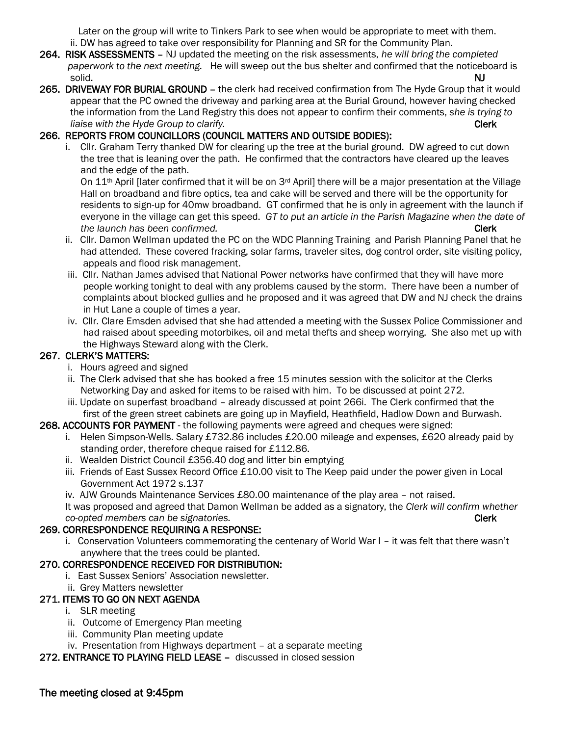Later on the group will write to Tinkers Park to see when would be appropriate to meet with them.

ii. DW has agreed to take over responsibility for Planning and SR for the Community Plan.

**264. RISK ASSESSMENTS** – NJ updated the meeting on the risk assessments, *he will bring the completed paperwork to the next meeting.* He will sweep out the bus shelter and confirmed that the noticeboard is solid. **NJ**

**265. DRIVEWAY FOR BURIAL GROUND** – the clerk had received confirmation from The Hyde Group that it would appear that the PC owned the driveway and parking area at the Burial Ground, however having checked the information from the Land Registry this does not appear to confirm their comments, *she is trying to liaise with the Hyde Group to clarify.* **Clerk**

**266. REPORTS FROM COUNCILLORS (COUNCIL MATTERS AND OUTSIDE BODIES):**

i. Cllr. Graham Terry thanked DW for clearing up the tree at the burial ground. DW agreed to cut down the tree that is leaning over the path. He confirmed that the contractors have cleared up the leaves and the edge of the path.
On 11th April [later confirmed that it will be on 3rd April] there will be a major presentation at the Village Hall on broadband and fibre optics, tea and cake will be served and there will be the opportunity for residents to sign-up for 40mw broadband. GT confirmed that he is only in agreement with the launch if everyone in the village can get this speed. *GT to put an article in the Parish Magazine when the date of the launch has been confirmed.* **Clerk**

ii. Cllr. Damon Wellman updated the PC on the WDC Planning Training and Parish Planning Panel that he had attended. These covered fracking, solar farms, traveler sites, dog control order, site visiting policy, appeals and flood risk management.

iii. Cllr. Nathan James advised that National Power networks have confirmed that they will have more people working tonight to deal with any problems caused by the storm. There have been a number of complaints about blocked gullies and he proposed and it was agreed that DW and NJ check the drains in Hut Lane a couple of times a year.

iv. Cllr. Clare Emsden advised that she had attended a meeting with the Sussex Police Commissioner and had raised about speeding motorbikes, oil and metal thefts and sheep worrying. She also met up with the Highways Steward along with the Clerk.

**267. CLERK'S MATTERS:**

i. Hours agreed and signed

ii. The Clerk advised that she has booked a free 15 minutes session with the solicitor at the Clerks Networking Day and asked for items to be raised with him. To be discussed at point 272.

iii. Update on superfast broadband – already discussed at point 266i. The Clerk confirmed that the first of the green street cabinets are going up in Mayfield, Heathfield, Hadlow Down and Burwash.

**268. ACCOUNTS FOR PAYMENT** - the following payments were agreed and cheques were signed:

i. Helen Simpson-Wells. Salary £732.86 includes £20.00 mileage and expenses, £620 already paid by standing order, therefore cheque raised for £112.86.

ii. Wealden District Council £356.40 dog and litter bin emptying

iii. Friends of East Sussex Record Office £10.00 visit to The Keep paid under the power given in Local Government Act 1972 s.137

iv. AJW Grounds Maintenance Services £80.00 maintenance of the play area – not raised.

It was proposed and agreed that Damon Wellman be added as a signatory, the *Clerk will confirm whether co-opted members can be signatories.* **Clerk**

**269. CORRESPONDENCE REQUIRING A RESPONSE:**

i. Conservation Volunteers commemorating the centenary of World War I – it was felt that there wasn't anywhere that the trees could be planted.

**270. CORRESPONDENCE RECEIVED FOR DISTRIBUTION:**

i. East Sussex Seniors' Association newsletter.

ii. Grey Matters newsletter

**271. ITEMS TO GO ON NEXT AGENDA**

i. SLR meeting

ii. Outcome of Emergency Plan meeting

iii. Community Plan meeting update

iv. Presentation from Highways department – at a separate meeting

**272. ENTRANCE TO PLAYING FIELD LEASE** – discussed in closed session

**The meeting closed at 9:45pm**